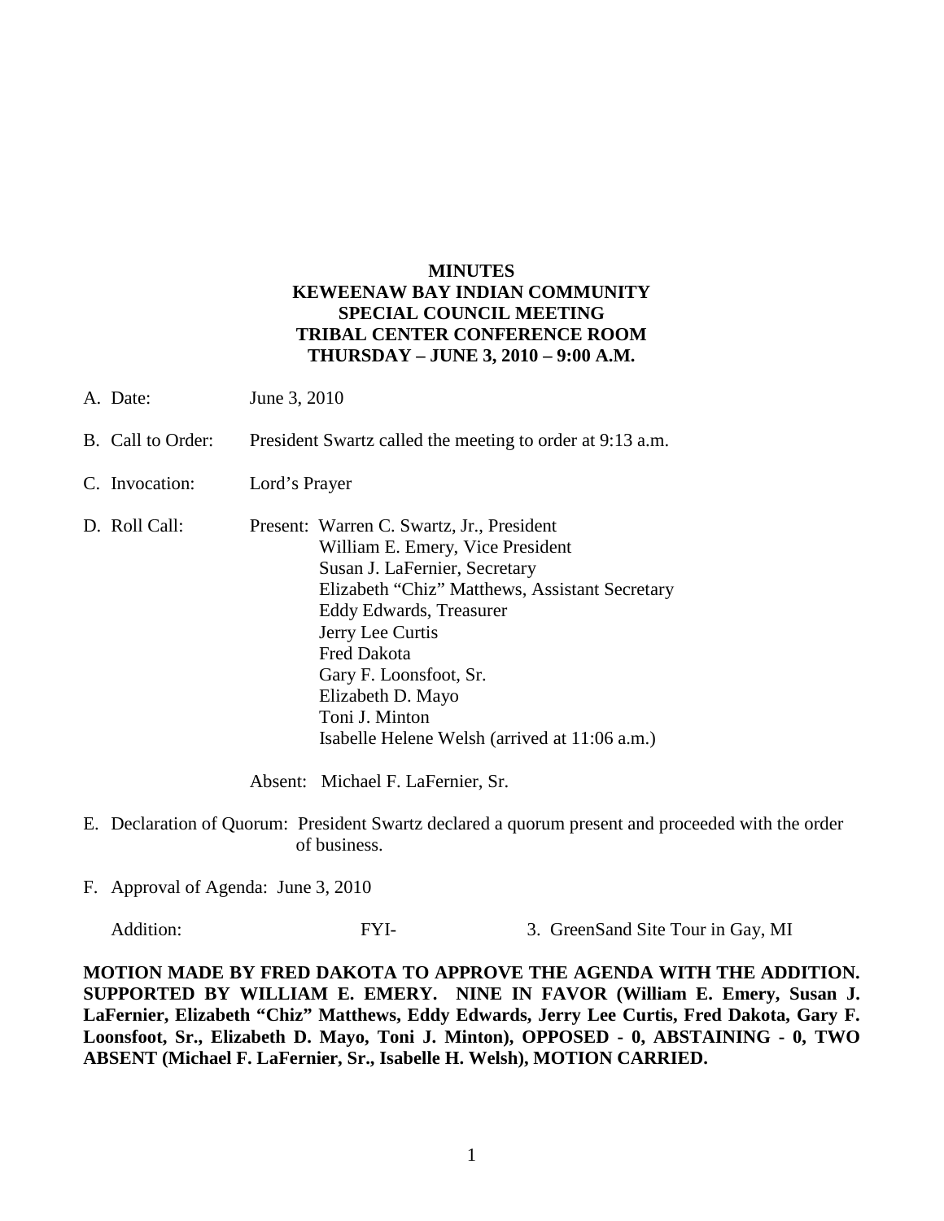# MINUTES
# KEWEENAW BAY INDIAN COMMUNITY
# SPECIAL COUNCIL MEETING
# TRIBAL CENTER CONFERENCE ROOM
# THURSDAY – JUNE 3, 2010 – 9:00 A.M.

A. Date: June 3, 2010

B. Call to Order: President Swartz called the meeting to order at 9:13 a.m.

C. Invocation: Lord's Prayer

D. Roll Call: Present: Warren C. Swartz, Jr., President
William E. Emery, Vice President
Susan J. LaFernier, Secretary
Elizabeth "Chiz" Matthews, Assistant Secretary
Eddy Edwards, Treasurer
Jerry Lee Curtis
Fred Dakota
Gary F. Loonsfoot, Sr.
Elizabeth D. Mayo
Toni J. Minton
Isabelle Helene Welsh (arrived at 11:06 a.m.)

Absent: Michael F. LaFernier, Sr.

E. Declaration of Quorum: President Swartz declared a quorum present and proceeded with the order of business.

F. Approval of Agenda: June 3, 2010

Addition: FYI- 3. GreenSand Site Tour in Gay, MI

**MOTION MADE BY FRED DAKOTA TO APPROVE THE AGENDA WITH THE ADDITION. SUPPORTED BY WILLIAM E. EMERY. NINE IN FAVOR (William E. Emery, Susan J. LaFernier, Elizabeth "Chiz" Matthews, Eddy Edwards, Jerry Lee Curtis, Fred Dakota, Gary F. Loonsfoot, Sr., Elizabeth D. Mayo, Toni J. Minton), OPPOSED - 0, ABSTAINING - 0, TWO ABSENT (Michael F. LaFernier, Sr., Isabelle H. Welsh), MOTION CARRIED.**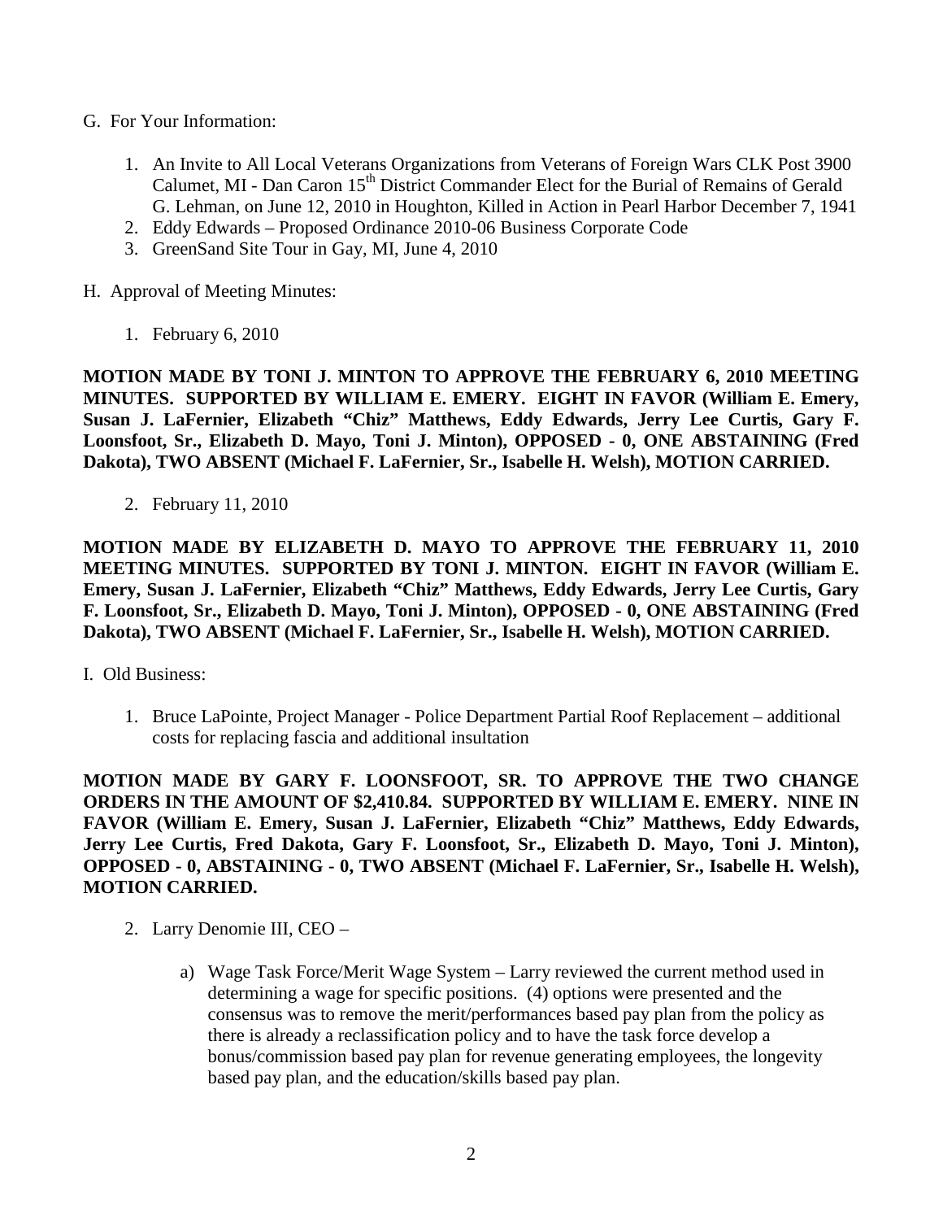G. For Your Information:

1. An Invite to All Local Veterans Organizations from Veterans of Foreign Wars CLK Post 3900 Calumet, MI - Dan Caron 15th District Commander Elect for the Burial of Remains of Gerald G. Lehman, on June 12, 2010 in Houghton, Killed in Action in Pearl Harbor December 7, 1941
2. Eddy Edwards – Proposed Ordinance 2010-06 Business Corporate Code
3. GreenSand Site Tour in Gay, MI, June 4, 2010

H. Approval of Meeting Minutes:

1. February 6, 2010

**MOTION MADE BY TONI J. MINTON TO APPROVE THE FEBRUARY 6, 2010 MEETING MINUTES. SUPPORTED BY WILLIAM E. EMERY. EIGHT IN FAVOR (William E. Emery, Susan J. LaFernier, Elizabeth "Chiz" Matthews, Eddy Edwards, Jerry Lee Curtis, Gary F. Loonsfoot, Sr., Elizabeth D. Mayo, Toni J. Minton), OPPOSED - 0, ONE ABSTAINING (Fred Dakota), TWO ABSENT (Michael F. LaFernier, Sr., Isabelle H. Welsh), MOTION CARRIED.**

2. February 11, 2010

**MOTION MADE BY ELIZABETH D. MAYO TO APPROVE THE FEBRUARY 11, 2010 MEETING MINUTES. SUPPORTED BY TONI J. MINTON. EIGHT IN FAVOR (William E. Emery, Susan J. LaFernier, Elizabeth "Chiz" Matthews, Eddy Edwards, Jerry Lee Curtis, Gary F. Loonsfoot, Sr., Elizabeth D. Mayo, Toni J. Minton), OPPOSED - 0, ONE ABSTAINING (Fred Dakota), TWO ABSENT (Michael F. LaFernier, Sr., Isabelle H. Welsh), MOTION CARRIED.**

I. Old Business:

1. Bruce LaPointe, Project Manager - Police Department Partial Roof Replacement – additional costs for replacing fascia and additional insultation

**MOTION MADE BY GARY F. LOONSFOOT, SR. TO APPROVE THE TWO CHANGE ORDERS IN THE AMOUNT OF $2,410.84. SUPPORTED BY WILLIAM E. EMERY. NINE IN FAVOR (William E. Emery, Susan J. LaFernier, Elizabeth "Chiz" Matthews, Eddy Edwards, Jerry Lee Curtis, Fred Dakota, Gary F. Loonsfoot, Sr., Elizabeth D. Mayo, Toni J. Minton), OPPOSED - 0, ABSTAINING - 0, TWO ABSENT (Michael F. LaFernier, Sr., Isabelle H. Welsh), MOTION CARRIED.**

2. Larry Denomie III, CEO –

   a) Wage Task Force/Merit Wage System – Larry reviewed the current method used in determining a wage for specific positions. (4) options were presented and the consensus was to remove the merit/performances based pay plan from the policy as there is already a reclassification policy and to have the task force develop a bonus/commission based pay plan for revenue generating employees, the longevity based pay plan, and the education/skills based pay plan.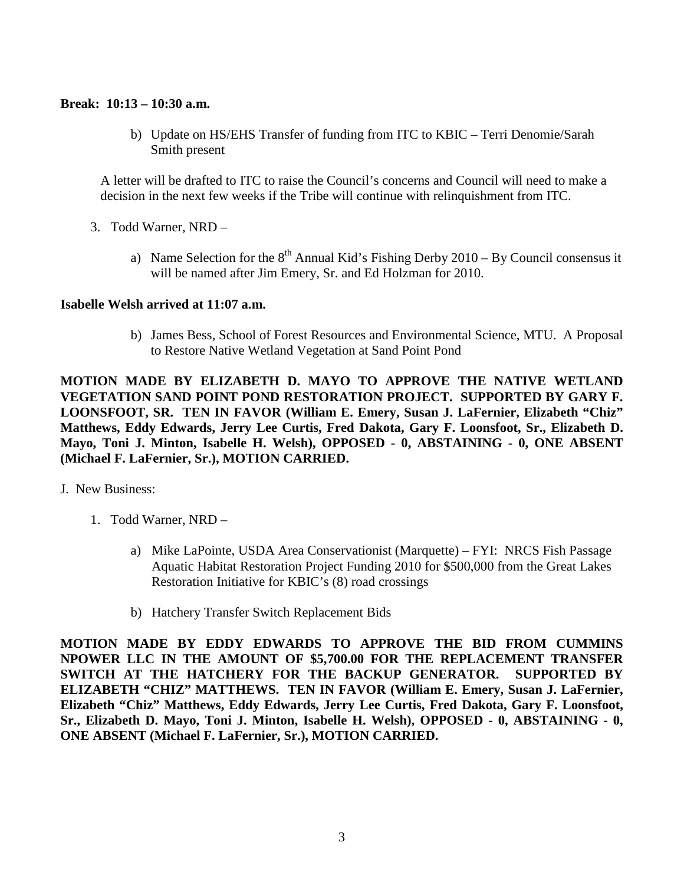**Break: 10:13 – 10:30 a.m.**

b) Update on HS/EHS Transfer of funding from ITC to KBIC – Terri Denomie/Sarah Smith present

A letter will be drafted to ITC to raise the Council's concerns and Council will need to make a decision in the next few weeks if the Tribe will continue with relinquishment from ITC.

3. Todd Warner, NRD –

   a) Name Selection for the 8th Annual Kid's Fishing Derby 2010 – By Council consensus it will be named after Jim Emery, Sr. and Ed Holzman for 2010.

**Isabelle Welsh arrived at 11:07 a.m.**

   b) James Bess, School of Forest Resources and Environmental Science, MTU. A Proposal to Restore Native Wetland Vegetation at Sand Point Pond

**MOTION MADE BY ELIZABETH D. MAYO TO APPROVE THE NATIVE WETLAND VEGETATION SAND POINT POND RESTORATION PROJECT. SUPPORTED BY GARY F. LOONSFOOT, SR. TEN IN FAVOR (William E. Emery, Susan J. LaFernier, Elizabeth "Chiz" Matthews, Eddy Edwards, Jerry Lee Curtis, Fred Dakota, Gary F. Loonsfoot, Sr., Elizabeth D. Mayo, Toni J. Minton, Isabelle H. Welsh), OPPOSED - 0, ABSTAINING - 0, ONE ABSENT (Michael F. LaFernier, Sr.), MOTION CARRIED.**

J. New Business:

1. Todd Warner, NRD –

   a) Mike LaPointe, USDA Area Conservationist (Marquette) – FYI: NRCS Fish Passage Aquatic Habitat Restoration Project Funding 2010 for $500,000 from the Great Lakes Restoration Initiative for KBIC's (8) road crossings

   b) Hatchery Transfer Switch Replacement Bids

**MOTION MADE BY EDDY EDWARDS TO APPROVE THE BID FROM CUMMINS NPOWER LLC IN THE AMOUNT OF $5,700.00 FOR THE REPLACEMENT TRANSFER SWITCH AT THE HATCHERY FOR THE BACKUP GENERATOR. SUPPORTED BY ELIZABETH "CHIZ" MATTHEWS. TEN IN FAVOR (William E. Emery, Susan J. LaFernier, Elizabeth "Chiz" Matthews, Eddy Edwards, Jerry Lee Curtis, Fred Dakota, Gary F. Loonsfoot, Sr., Elizabeth D. Mayo, Toni J. Minton, Isabelle H. Welsh), OPPOSED - 0, ABSTAINING - 0, ONE ABSENT (Michael F. LaFernier, Sr.), MOTION CARRIED.**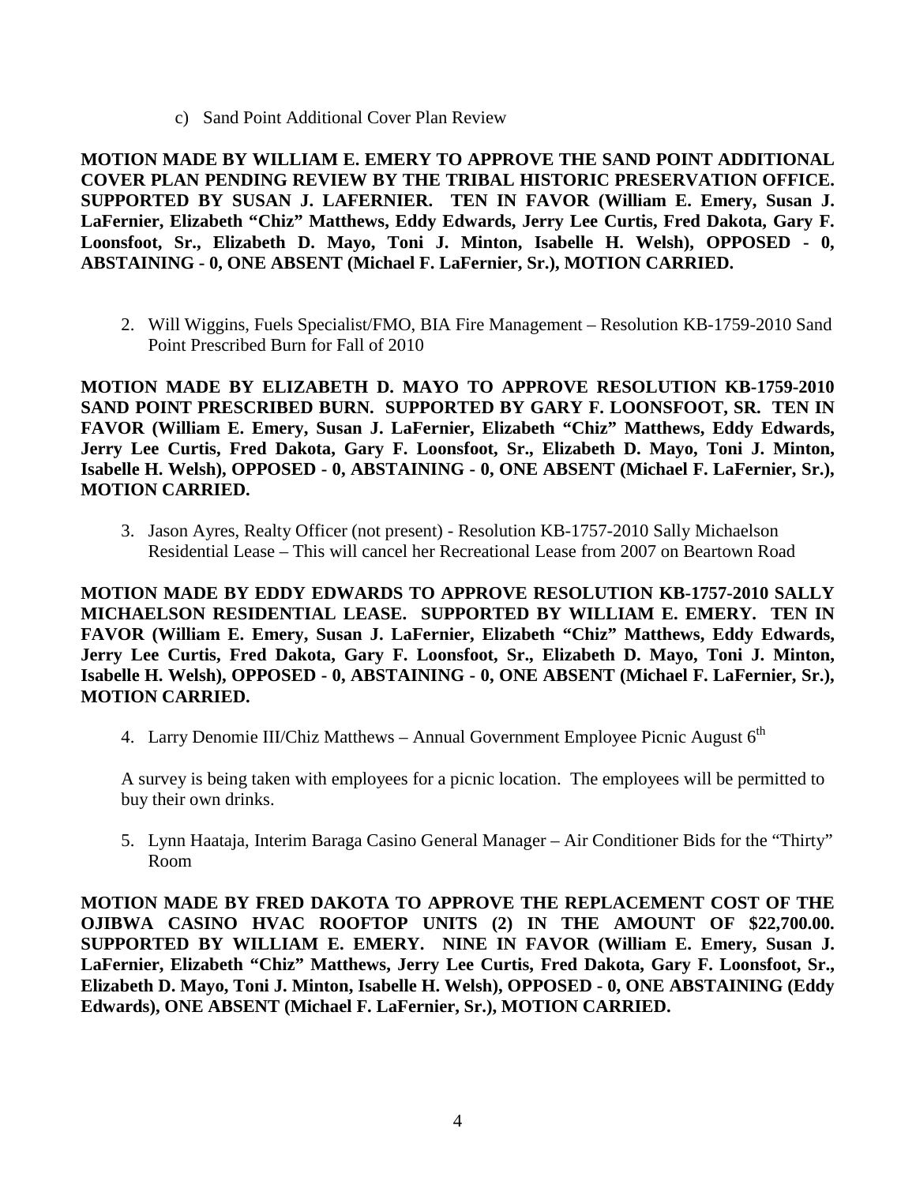c) Sand Point Additional Cover Plan Review

**MOTION MADE BY WILLIAM E. EMERY TO APPROVE THE SAND POINT ADDITIONAL COVER PLAN PENDING REVIEW BY THE TRIBAL HISTORIC PRESERVATION OFFICE. SUPPORTED BY SUSAN J. LAFERNIER. TEN IN FAVOR (William E. Emery, Susan J. LaFernier, Elizabeth "Chiz" Matthews, Eddy Edwards, Jerry Lee Curtis, Fred Dakota, Gary F. Loonsfoot, Sr., Elizabeth D. Mayo, Toni J. Minton, Isabelle H. Welsh), OPPOSED - 0, ABSTAINING - 0, ONE ABSENT (Michael F. LaFernier, Sr.), MOTION CARRIED.**

2. Will Wiggins, Fuels Specialist/FMO, BIA Fire Management – Resolution KB-1759-2010 Sand Point Prescribed Burn for Fall of 2010

**MOTION MADE BY ELIZABETH D. MAYO TO APPROVE RESOLUTION KB-1759-2010 SAND POINT PRESCRIBED BURN. SUPPORTED BY GARY F. LOONSFOOT, SR. TEN IN FAVOR (William E. Emery, Susan J. LaFernier, Elizabeth "Chiz" Matthews, Eddy Edwards, Jerry Lee Curtis, Fred Dakota, Gary F. Loonsfoot, Sr., Elizabeth D. Mayo, Toni J. Minton, Isabelle H. Welsh), OPPOSED - 0, ABSTAINING - 0, ONE ABSENT (Michael F. LaFernier, Sr.), MOTION CARRIED.**

3. Jason Ayres, Realty Officer (not present) - Resolution KB-1757-2010 Sally Michaelson Residential Lease – This will cancel her Recreational Lease from 2007 on Beartown Road

**MOTION MADE BY EDDY EDWARDS TO APPROVE RESOLUTION KB-1757-2010 SALLY MICHAELSON RESIDENTIAL LEASE. SUPPORTED BY WILLIAM E. EMERY. TEN IN FAVOR (William E. Emery, Susan J. LaFernier, Elizabeth "Chiz" Matthews, Eddy Edwards, Jerry Lee Curtis, Fred Dakota, Gary F. Loonsfoot, Sr., Elizabeth D. Mayo, Toni J. Minton, Isabelle H. Welsh), OPPOSED - 0, ABSTAINING - 0, ONE ABSENT (Michael F. LaFernier, Sr.), MOTION CARRIED.**

4. Larry Denomie III/Chiz Matthews – Annual Government Employee Picnic August 6th

   A survey is being taken with employees for a picnic location. The employees will be permitted to buy their own drinks.

5. Lynn Haataja, Interim Baraga Casino General Manager – Air Conditioner Bids for the "Thirty" Room

**MOTION MADE BY FRED DAKOTA TO APPROVE THE REPLACEMENT COST OF THE OJIBWA CASINO HVAC ROOFTOP UNITS (2) IN THE AMOUNT OF $22,700.00. SUPPORTED BY WILLIAM E. EMERY. NINE IN FAVOR (William E. Emery, Susan J. LaFernier, Elizabeth "Chiz" Matthews, Jerry Lee Curtis, Fred Dakota, Gary F. Loonsfoot, Sr., Elizabeth D. Mayo, Toni J. Minton, Isabelle H. Welsh), OPPOSED - 0, ONE ABSTAINING (Eddy Edwards), ONE ABSENT (Michael F. LaFernier, Sr.), MOTION CARRIED.**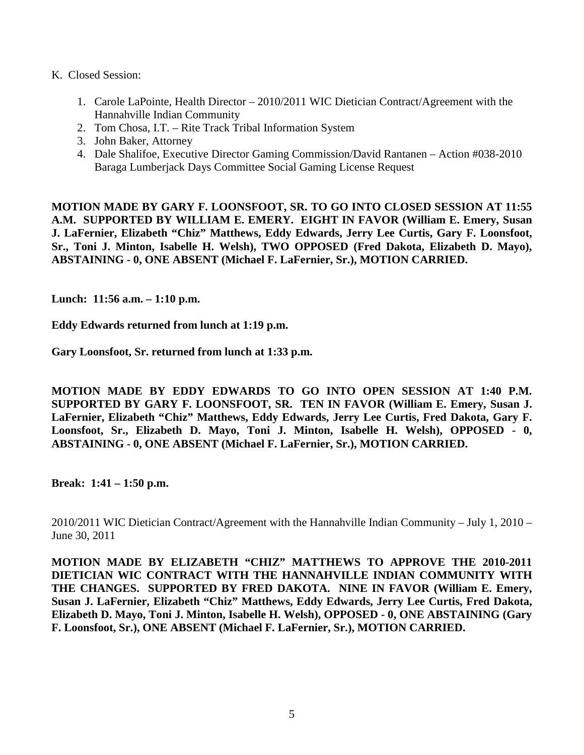K. Closed Session:

1. Carole LaPointe, Health Director – 2010/2011 WIC Dietician Contract/Agreement with the Hannahville Indian Community
2. Tom Chosa, I.T. – Rite Track Tribal Information System
3. John Baker, Attorney
4. Dale Shalifoe, Executive Director Gaming Commission/David Rantanen – Action #038-2010 Baraga Lumberjack Days Committee Social Gaming License Request

**MOTION MADE BY GARY F. LOONSFOOT, SR. TO GO INTO CLOSED SESSION AT 11:55 A.M. SUPPORTED BY WILLIAM E. EMERY. EIGHT IN FAVOR (William E. Emery, Susan J. LaFernier, Elizabeth "Chiz" Matthews, Eddy Edwards, Jerry Lee Curtis, Gary F. Loonsfoot, Sr., Toni J. Minton, Isabelle H. Welsh), TWO OPPOSED (Fred Dakota, Elizabeth D. Mayo), ABSTAINING - 0, ONE ABSENT (Michael F. LaFernier, Sr.), MOTION CARRIED.**

**Lunch: 11:56 a.m. – 1:10 p.m.**

**Eddy Edwards returned from lunch at 1:19 p.m.**

**Gary Loonsfoot, Sr. returned from lunch at 1:33 p.m.**

**MOTION MADE BY EDDY EDWARDS TO GO INTO OPEN SESSION AT 1:40 P.M. SUPPORTED BY GARY F. LOONSFOOT, SR. TEN IN FAVOR (William E. Emery, Susan J. LaFernier, Elizabeth "Chiz" Matthews, Eddy Edwards, Jerry Lee Curtis, Fred Dakota, Gary F. Loonsfoot, Sr., Elizabeth D. Mayo, Toni J. Minton, Isabelle H. Welsh), OPPOSED - 0, ABSTAINING - 0, ONE ABSENT (Michael F. LaFernier, Sr.), MOTION CARRIED.**

**Break: 1:41 – 1:50 p.m.**

2010/2011 WIC Dietician Contract/Agreement with the Hannahville Indian Community – July 1, 2010 – June 30, 2011

**MOTION MADE BY ELIZABETH "CHIZ" MATTHEWS TO APPROVE THE 2010-2011 DIETICIAN WIC CONTRACT WITH THE HANNAHVILLE INDIAN COMMUNITY WITH THE CHANGES. SUPPORTED BY FRED DAKOTA. NINE IN FAVOR (William E. Emery, Susan J. LaFernier, Elizabeth "Chiz" Matthews, Eddy Edwards, Jerry Lee Curtis, Fred Dakota, Elizabeth D. Mayo, Toni J. Minton, Isabelle H. Welsh), OPPOSED - 0, ONE ABSTAINING (Gary F. Loonsfoot, Sr.), ONE ABSENT (Michael F. LaFernier, Sr.), MOTION CARRIED.**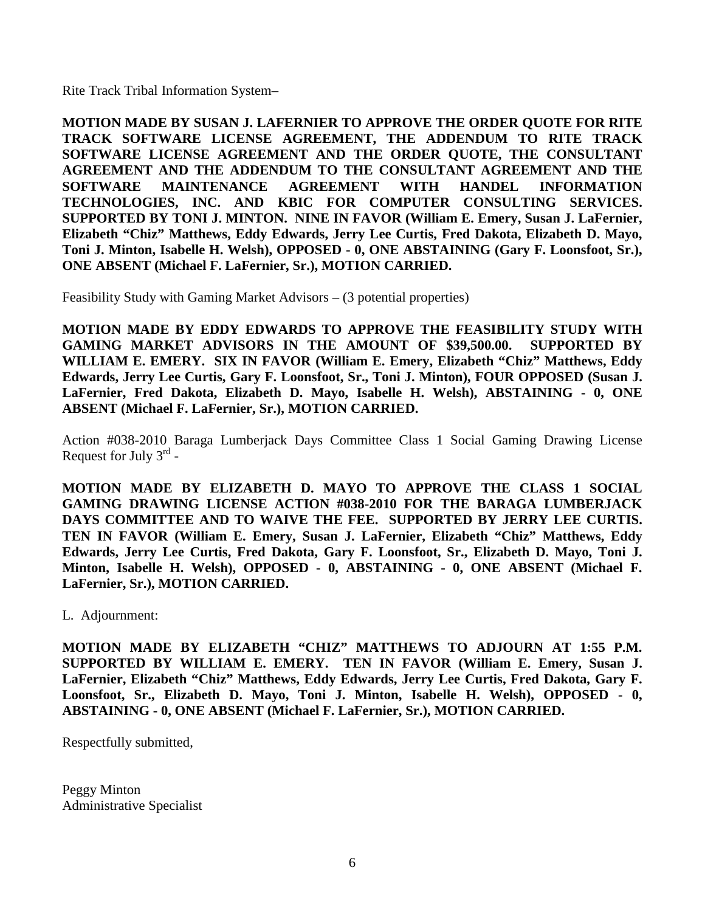Rite Track Tribal Information System–

**MOTION MADE BY SUSAN J. LAFERNIER TO APPROVE THE ORDER QUOTE FOR RITE TRACK SOFTWARE LICENSE AGREEMENT, THE ADDENDUM TO RITE TRACK SOFTWARE LICENSE AGREEMENT AND THE ORDER QUOTE, THE CONSULTANT AGREEMENT AND THE ADDENDUM TO THE CONSULTANT AGREEMENT AND THE SOFTWARE MAINTENANCE AGREEMENT WITH HANDEL INFORMATION TECHNOLOGIES, INC. AND KBIC FOR COMPUTER CONSULTING SERVICES. SUPPORTED BY TONI J. MINTON. NINE IN FAVOR (William E. Emery, Susan J. LaFernier, Elizabeth "Chiz" Matthews, Eddy Edwards, Jerry Lee Curtis, Fred Dakota, Elizabeth D. Mayo, Toni J. Minton, Isabelle H. Welsh), OPPOSED - 0, ONE ABSTAINING (Gary F. Loonsfoot, Sr.), ONE ABSENT (Michael F. LaFernier, Sr.), MOTION CARRIED.**

Feasibility Study with Gaming Market Advisors – (3 potential properties)

**MOTION MADE BY EDDY EDWARDS TO APPROVE THE FEASIBILITY STUDY WITH GAMING MARKET ADVISORS IN THE AMOUNT OF $39,500.00. SUPPORTED BY WILLIAM E. EMERY. SIX IN FAVOR (William E. Emery, Elizabeth "Chiz" Matthews, Eddy Edwards, Jerry Lee Curtis, Gary F. Loonsfoot, Sr., Toni J. Minton), FOUR OPPOSED (Susan J. LaFernier, Fred Dakota, Elizabeth D. Mayo, Isabelle H. Welsh), ABSTAINING - 0, ONE ABSENT (Michael F. LaFernier, Sr.), MOTION CARRIED.**

Action #038-2010 Baraga Lumberjack Days Committee Class 1 Social Gaming Drawing License Request for July 3rd -

**MOTION MADE BY ELIZABETH D. MAYO TO APPROVE THE CLASS 1 SOCIAL GAMING DRAWING LICENSE ACTION #038-2010 FOR THE BARAGA LUMBERJACK DAYS COMMITTEE AND TO WAIVE THE FEE. SUPPORTED BY JERRY LEE CURTIS. TEN IN FAVOR (William E. Emery, Susan J. LaFernier, Elizabeth "Chiz" Matthews, Eddy Edwards, Jerry Lee Curtis, Fred Dakota, Gary F. Loonsfoot, Sr., Elizabeth D. Mayo, Toni J. Minton, Isabelle H. Welsh), OPPOSED - 0, ABSTAINING - 0, ONE ABSENT (Michael F. LaFernier, Sr.), MOTION CARRIED.**

L. Adjournment:

**MOTION MADE BY ELIZABETH "CHIZ" MATTHEWS TO ADJOURN AT 1:55 P.M. SUPPORTED BY WILLIAM E. EMERY. TEN IN FAVOR (William E. Emery, Susan J. LaFernier, Elizabeth "Chiz" Matthews, Eddy Edwards, Jerry Lee Curtis, Fred Dakota, Gary F. Loonsfoot, Sr., Elizabeth D. Mayo, Toni J. Minton, Isabelle H. Welsh), OPPOSED - 0, ABSTAINING - 0, ONE ABSENT (Michael F. LaFernier, Sr.), MOTION CARRIED.**

Respectfully submitted,

Peggy Minton
Administrative Specialist